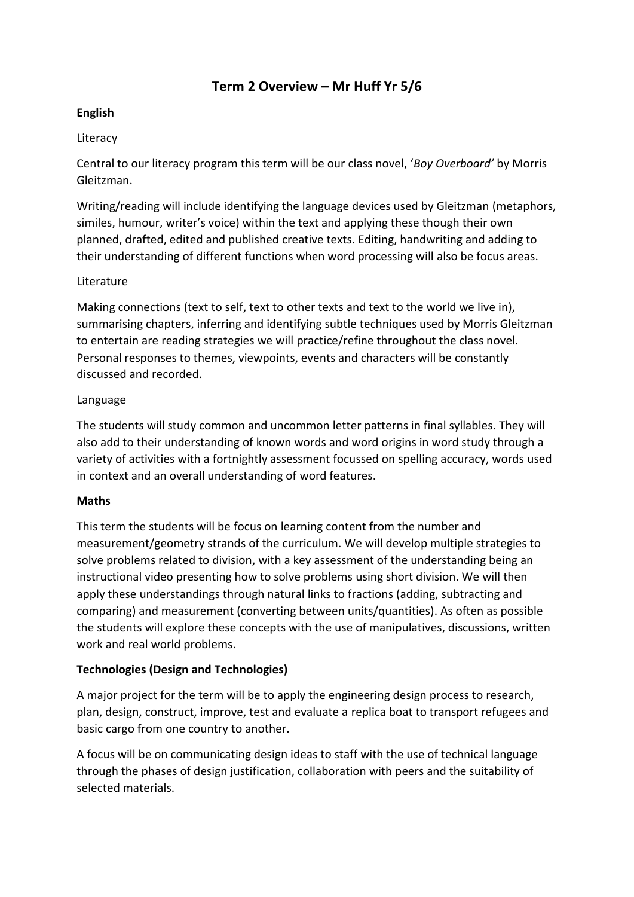# Term 2 Overview – Mr Huff Yr 5/6

## English

### Literacy

Central to our literacy program this term will be our class novel, '*Boy Overboard'* by Morris Gleitzman.

Writing/reading will include identifying the language devices used by Gleitzman (metaphors, similes, humour, writer's voice) within the text and applying these though their own planned, drafted, edited and published creative texts. Editing, handwriting and adding to their understanding of different functions when word processing will also be focus areas.

### Literature

Making connections (text to self, text to other texts and text to the world we live in), summarising chapters, inferring and identifying subtle techniques used by Morris Gleitzman to entertain are reading strategies we will practice/refine throughout the class novel. Personal responses to themes, viewpoints, events and characters will be constantly discussed and recorded.

### Language

The students will study common and uncommon letter patterns in final syllables. They will also add to their understanding of known words and word origins in word study through a variety of activities with a fortnightly assessment focussed on spelling accuracy, words used in context and an overall understanding of word features.

## Maths

This term the students will be focus on learning content from the number and measurement/geometry strands of the curriculum. We will develop multiple strategies to solve problems related to division, with a key assessment of the understanding being an instructional video presenting how to solve problems using short division. We will then apply these understandings through natural links to fractions (adding, subtracting and comparing) and measurement (converting between units/quantities). As often as possible the students will explore these concepts with the use of manipulatives, discussions, written work and real world problems.

## Technologies (Design and Technologies)

A major project for the term will be to apply the engineering design process to research, plan, design, construct, improve, test and evaluate a replica boat to transport refugees and basic cargo from one country to another.

A focus will be on communicating design ideas to staff with the use of technical language through the phases of design justification, collaboration with peers and the suitability of selected materials.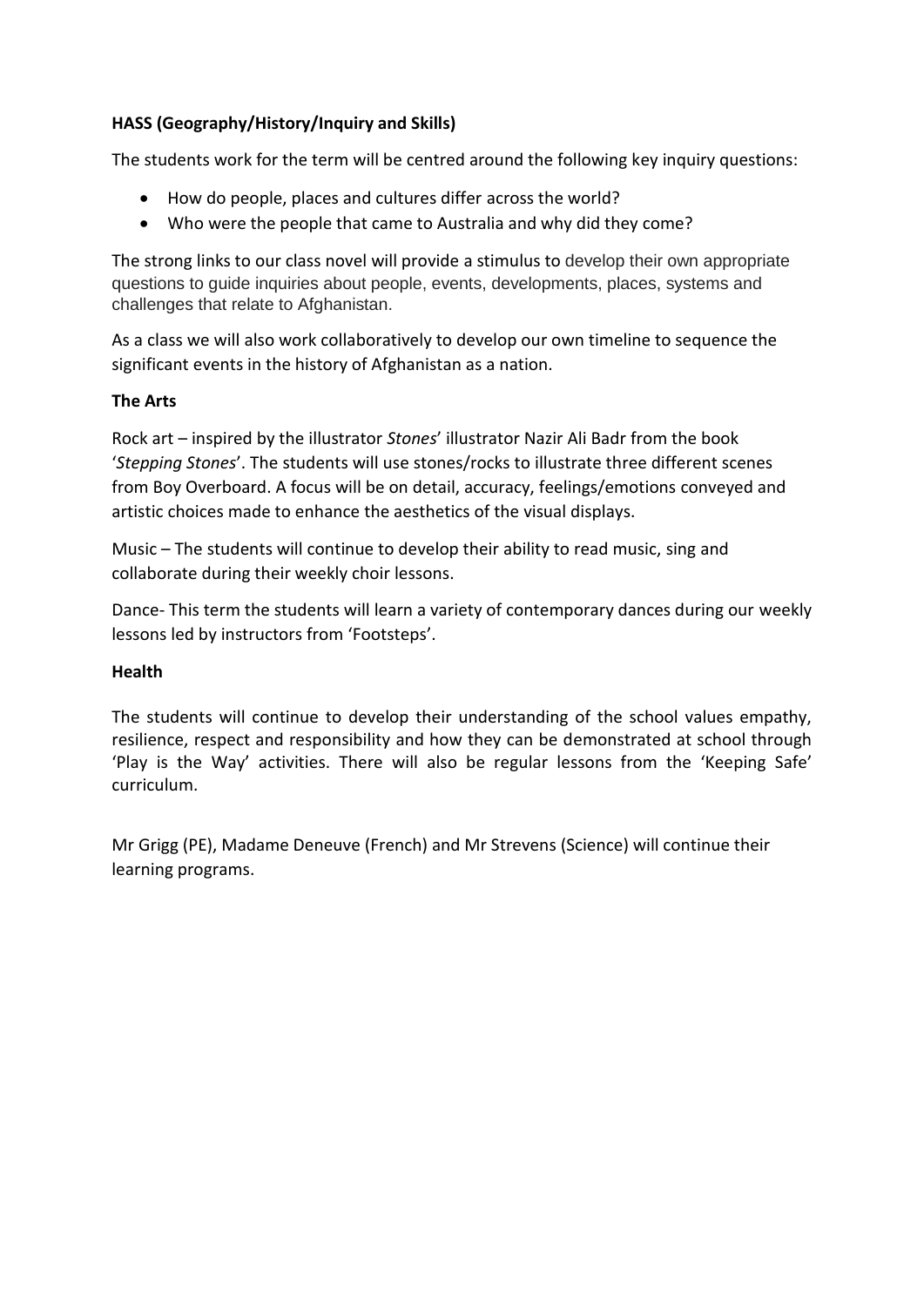**HASS (Geography/History/Inquiry and Skills)**

The students work for the term will be centred around the following key inquiry questions:

- How do people, places and cultures differ across the world?
- Who were the people that came to Australia and why did they come?

The strong links to our class novel will provide a stimulus to develop their own appropriate questions to guide inquiries about people, events, developments, places, systems and challenges that relate to Afghanistan.

As a class we will also work collaboratively to develop our own timeline to sequence the significant events in the history of Afghanistan as a nation.

**The Arts**

Rock art – inspired by the illustrator *Stones*' illustrator Nazir Ali Badr from the book '*Stepping Stones*'. The students will use stones/rocks to illustrate three different scenes from Boy Overboard. A focus will be on detail, accuracy, feelings/emotions conveyed and artistic choices made to enhance the aesthetics of the visual displays.

Music – The students will continue to develop their ability to read music, sing and collaborate during their weekly choir lessons.

Dance- This term the students will learn a variety of contemporary dances during our weekly lessons led by instructors from 'Footsteps'.

**Health**

The students will continue to develop their understanding of the school values empathy, resilience, respect and responsibility and how they can be demonstrated at school through 'Play is the Way' activities. There will also be regular lessons from the 'Keeping Safe' curriculum.

Mr Grigg (PE), Madame Deneuve (French) and Mr Strevens (Science) will continue their learning programs.